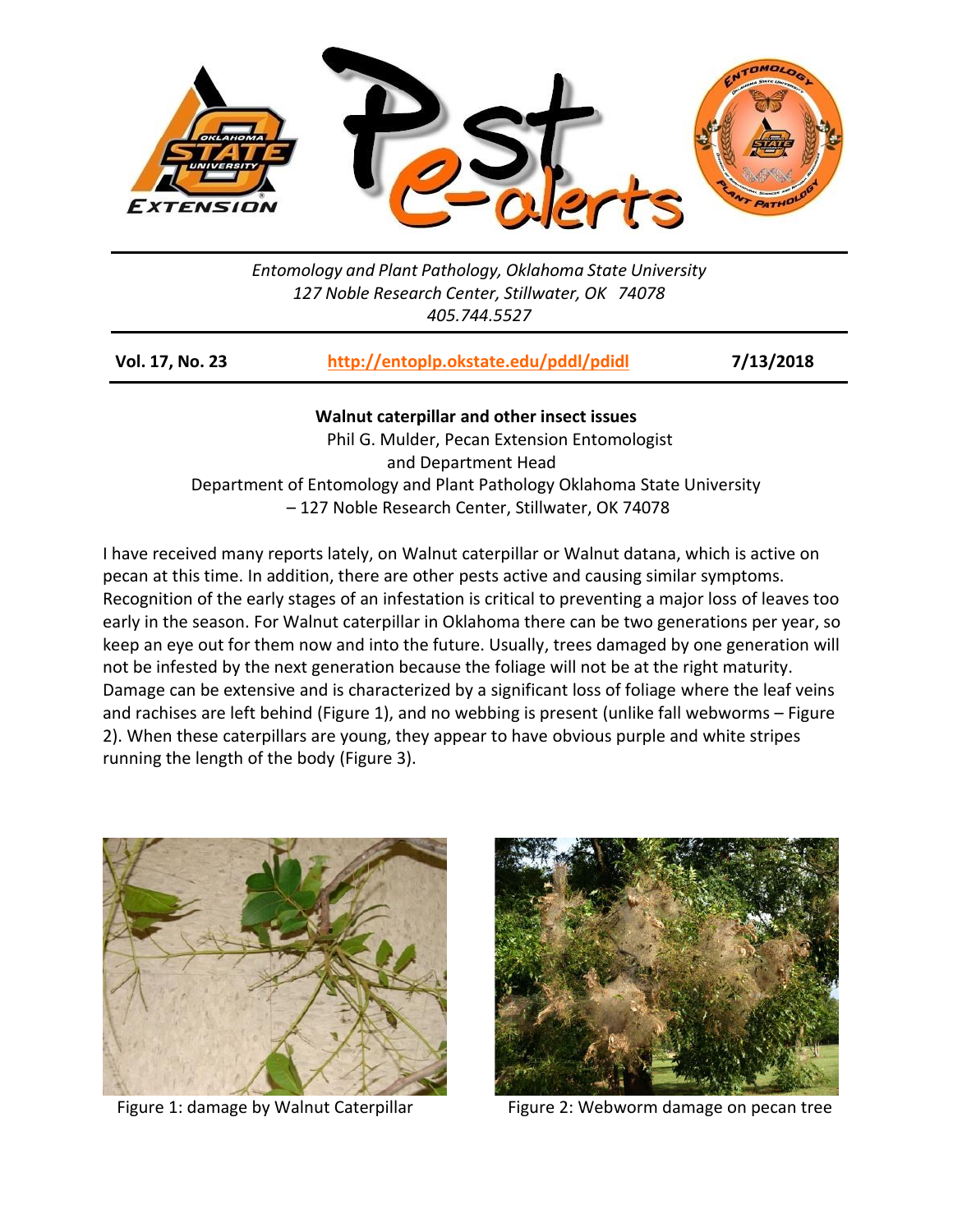*Entomology and Plant Pathology, Oklahoma State University*
*127 Noble Research Center, Stillwater, OK 74078*
*405.744.5527*

**Vol. 17, No. 23** | **http://entoplp.okstate.edu/pddl/pdidl** | **7/13/2018**

## Walnut caterpillar and other insect issues

Phil G. Mulder, Pecan Extension Entomologist
and Department Head
Department of Entomology and Plant Pathology Oklahoma State University
– 127 Noble Research Center, Stillwater, OK 74078

I have received many reports lately, on Walnut caterpillar or Walnut datana, which is active on pecan at this time. In addition, there are other pests active and causing similar symptoms. Recognition of the early stages of an infestation is critical to preventing a major loss of leaves too early in the season. For Walnut caterpillar in Oklahoma there can be two generations per year, so keep an eye out for them now and into the future. Usually, trees damaged by one generation will not be infested by the next generation because the foliage will not be at the right maturity. Damage can be extensive and is characterized by a significant loss of foliage where the leaf veins and rachises are left behind (Figure 1), and no webbing is present (unlike fall webworms – Figure 2). When these caterpillars are young, they appear to have obvious purple and white stripes running the length of the body (Figure 3).

Figure 1: damage by Walnut Caterpillar

Figure 2: Webworm damage on pecan tree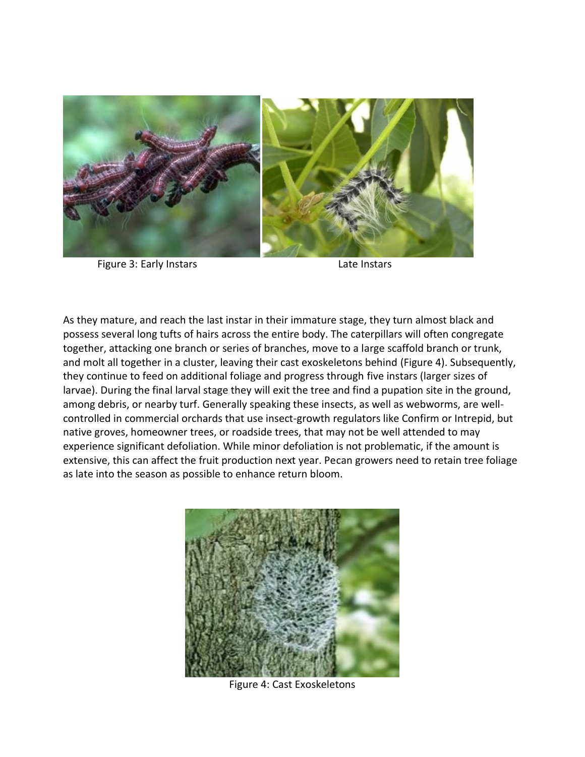Figure 3: Early Instars Late Instars

As they mature, and reach the last instar in their immature stage, they turn almost black and possess several long tufts of hairs across the entire body. The caterpillars will often congregate together, attacking one branch or series of branches, move to a large scaffold branch or trunk, and molt all together in a cluster, leaving their cast exoskeletons behind (Figure 4). Subsequently, they continue to feed on additional foliage and progress through five instars (larger sizes of larvae). During the final larval stage they will exit the tree and find a pupation site in the ground, among debris, or nearby turf. Generally speaking these insects, as well as webworms, are well-controlled in commercial orchards that use insect-growth regulators like Confirm or Intrepid, but native groves, homeowner trees, or roadside trees, that may not be well attended to may experience significant defoliation. While minor defoliation is not problematic, if the amount is extensive, this can affect the fruit production next year. Pecan growers need to retain tree foliage as late into the season as possible to enhance return bloom.

Figure 4: Cast Exoskeletons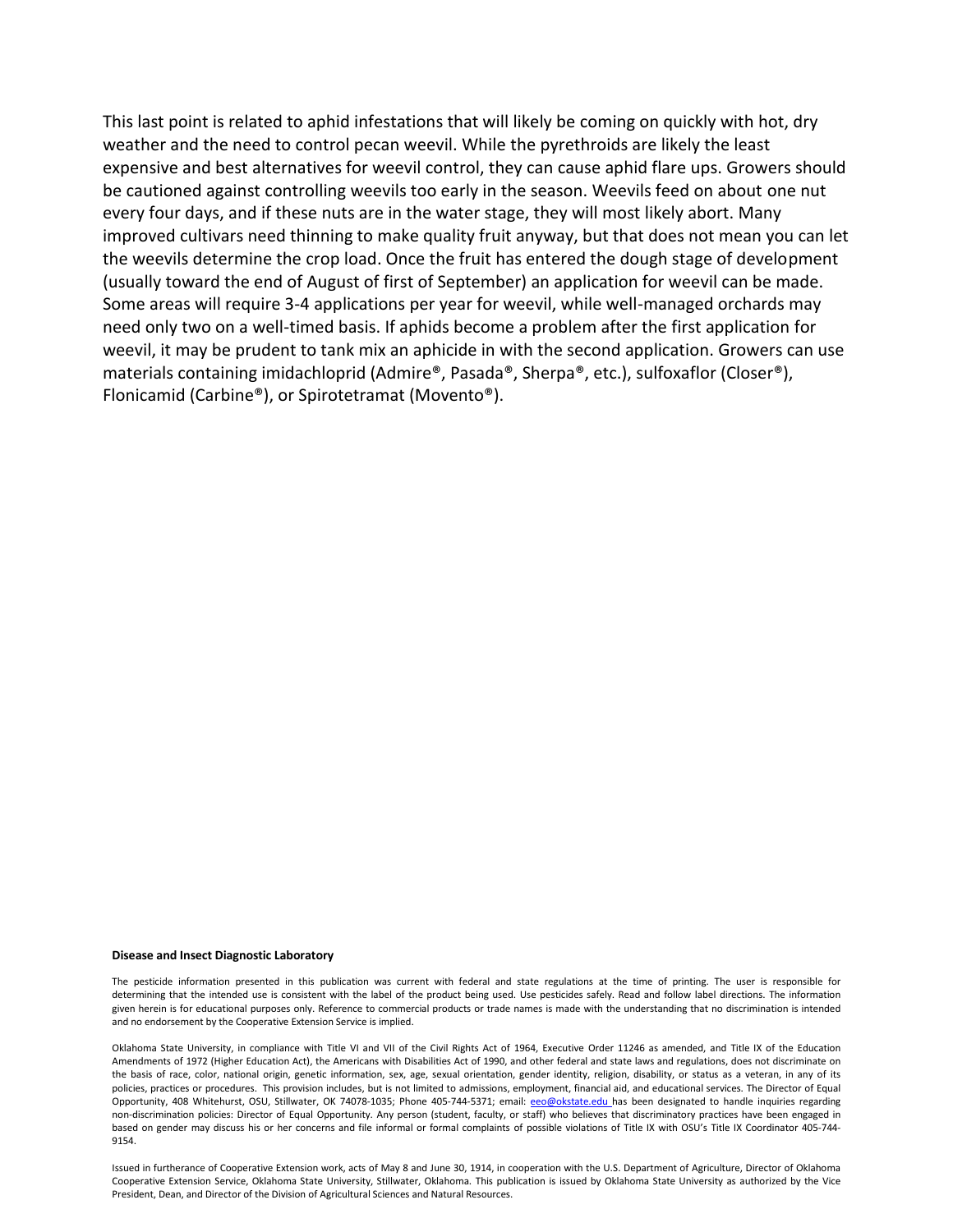This last point is related to aphid infestations that will likely be coming on quickly with hot, dry weather and the need to control pecan weevil. While the pyrethroids are likely the least expensive and best alternatives for weevil control, they can cause aphid flare ups. Growers should be cautioned against controlling weevils too early in the season. Weevils feed on about one nut every four days, and if these nuts are in the water stage, they will most likely abort. Many improved cultivars need thinning to make quality fruit anyway, but that does not mean you can let the weevils determine the crop load. Once the fruit has entered the dough stage of development (usually toward the end of August of first of September) an application for weevil can be made. Some areas will require 3-4 applications per year for weevil, while well-managed orchards may need only two on a well-timed basis. If aphids become a problem after the first application for weevil, it may be prudent to tank mix an aphicide in with the second application. Growers can use materials containing imidachloprid (Admire®, Pasada®, Sherpa®, etc.), sulfoxaflor (Closer®), Flonicamid (Carbine®), or Spirotetramat (Movento®).

**Disease and Insect Diagnostic Laboratory**

The pesticide information presented in this publication was current with federal and state regulations at the time of printing. The user is responsible for determining that the intended use is consistent with the label of the product being used. Use pesticides safely. Read and follow label directions. The information given herein is for educational purposes only. Reference to commercial products or trade names is made with the understanding that no discrimination is intended and no endorsement by the Cooperative Extension Service is implied.

Oklahoma State University, in compliance with Title VI and VII of the Civil Rights Act of 1964, Executive Order 11246 as amended, and Title IX of the Education Amendments of 1972 (Higher Education Act), the Americans with Disabilities Act of 1990, and other federal and state laws and regulations, does not discriminate on the basis of race, color, national origin, genetic information, sex, age, sexual orientation, gender identity, religion, disability, or status as a veteran, in any of its policies, practices or procedures. This provision includes, but is not limited to admissions, employment, financial aid, and educational services. The Director of Equal Opportunity, 408 Whitehurst, OSU, Stillwater, OK 74078-1035; Phone 405-744-5371; email: eeo@okstate.edu has been designated to handle inquiries regarding non-discrimination policies: Director of Equal Opportunity. Any person (student, faculty, or staff) who believes that discriminatory practices have been engaged in based on gender may discuss his or her concerns and file informal or formal complaints of possible violations of Title IX with OSU's Title IX Coordinator 405-744-9154.

Issued in furtherance of Cooperative Extension work, acts of May 8 and June 30, 1914, in cooperation with the U.S. Department of Agriculture, Director of Oklahoma Cooperative Extension Service, Oklahoma State University, Stillwater, Oklahoma. This publication is issued by Oklahoma State University as authorized by the Vice President, Dean, and Director of the Division of Agricultural Sciences and Natural Resources.